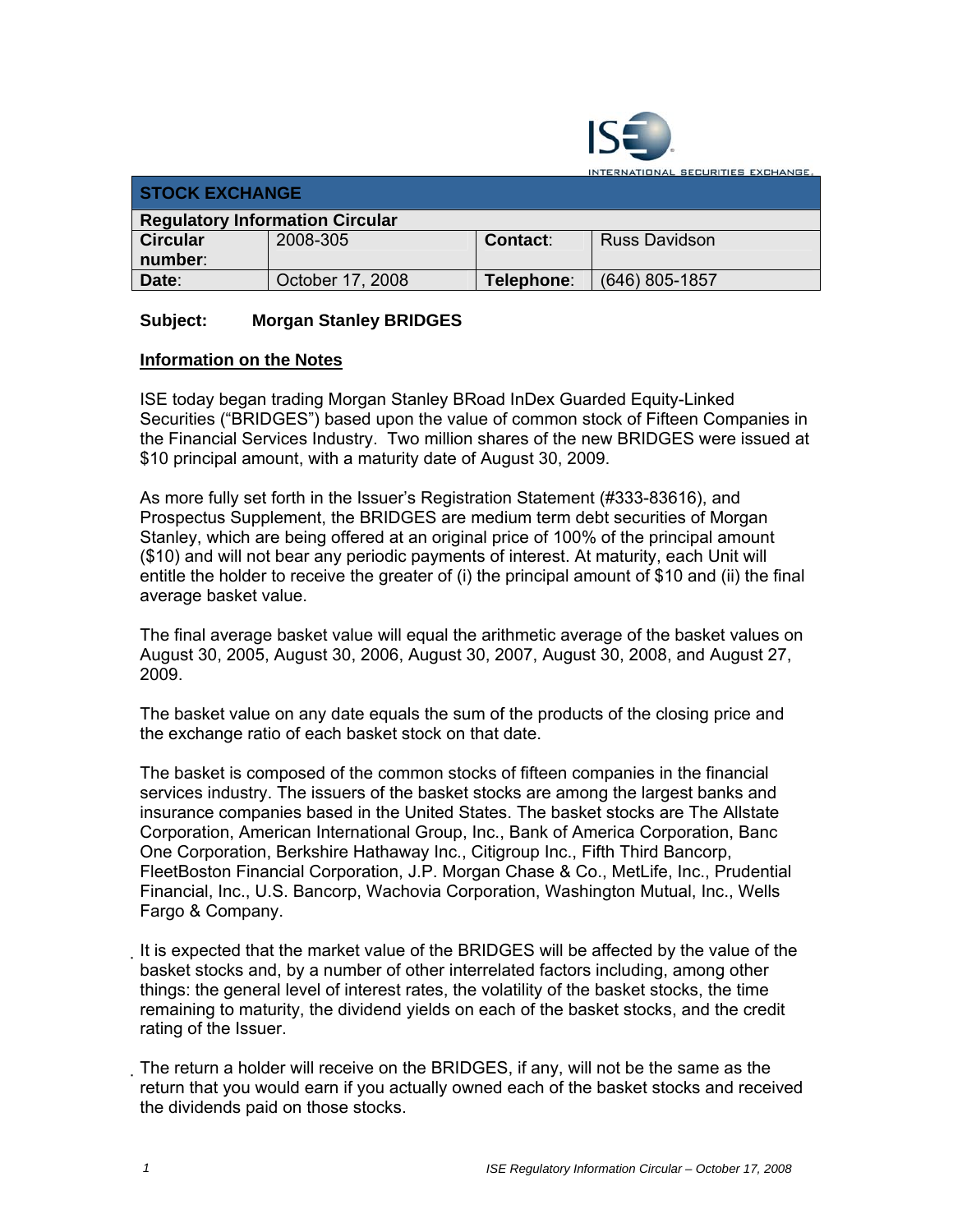INTERNATIONAL SECURITIES EXCHANGE

| STOCK EXCHANGE | | | |
|---|---|---|---|
| **Regulatory Information Circular** | | | |
| **Circular number**: | 2008-305 | **Contact**: | Russ Davidson |
| **Date**: | October 17, 2008 | **Telephone**: | (646) 805-1857 |

**Subject: Morgan Stanley BRIDGES**

**Information on the Notes**

ISE today began trading Morgan Stanley BRoad InDex Guarded Equity-Linked Securities ("BRIDGES") based upon the value of common stock of Fifteen Companies in the Financial Services Industry. Two million shares of the new BRIDGES were issued at $10 principal amount, with a maturity date of August 30, 2009.

As more fully set forth in the Issuer's Registration Statement (#333-83616), and Prospectus Supplement, the BRIDGES are medium term debt securities of Morgan Stanley, which are being offered at an original price of 100% of the principal amount ($10) and will not bear any periodic payments of interest. At maturity, each Unit will entitle the holder to receive the greater of (i) the principal amount of $10 and (ii) the final average basket value.

The final average basket value will equal the arithmetic average of the basket values on August 30, 2005, August 30, 2006, August 30, 2007, August 30, 2008, and August 27, 2009.

The basket value on any date equals the sum of the products of the closing price and the exchange ratio of each basket stock on that date.

The basket is composed of the common stocks of fifteen companies in the financial services industry. The issuers of the basket stocks are among the largest banks and insurance companies based in the United States. The basket stocks are The Allstate Corporation, American International Group, Inc., Bank of America Corporation, Banc One Corporation, Berkshire Hathaway Inc., Citigroup Inc., Fifth Third Bancorp, FleetBoston Financial Corporation, J.P. Morgan Chase & Co., MetLife, Inc., Prudential Financial, Inc., U.S. Bancorp, Wachovia Corporation, Washington Mutual, Inc., Wells Fargo & Company.

It is expected that the market value of the BRIDGES will be affected by the value of the basket stocks and, by a number of other interrelated factors including, among other things: the general level of interest rates, the volatility of the basket stocks, the time remaining to maturity, the dividend yields on each of the basket stocks, and the credit rating of the Issuer.

The return a holder will receive on the BRIDGES, if any, will not be the same as the return that you would earn if you actually owned each of the basket stocks and received the dividends paid on those stocks.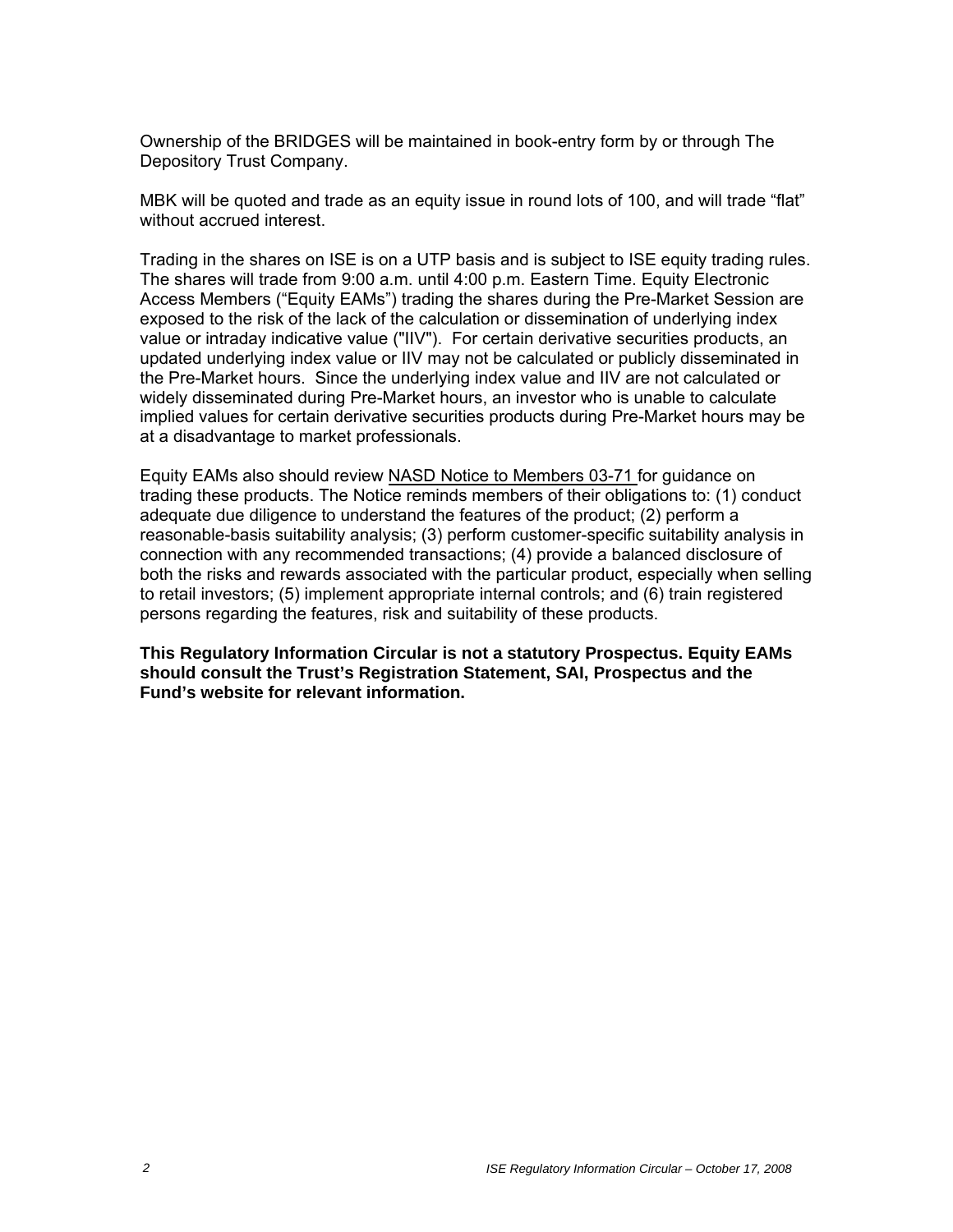Ownership of the BRIDGES will be maintained in book-entry form by or through The Depository Trust Company.

MBK will be quoted and trade as an equity issue in round lots of 100, and will trade "flat" without accrued interest.

Trading in the shares on ISE is on a UTP basis and is subject to ISE equity trading rules. The shares will trade from 9:00 a.m. until 4:00 p.m. Eastern Time. Equity Electronic Access Members ("Equity EAMs") trading the shares during the Pre-Market Session are exposed to the risk of the lack of the calculation or dissemination of underlying index value or intraday indicative value ("IIV"). For certain derivative securities products, an updated underlying index value or IIV may not be calculated or publicly disseminated in the Pre-Market hours. Since the underlying index value and IIV are not calculated or widely disseminated during Pre-Market hours, an investor who is unable to calculate implied values for certain derivative securities products during Pre-Market hours may be at a disadvantage to market professionals.

Equity EAMs also should review NASD Notice to Members 03-71 for guidance on trading these products. The Notice reminds members of their obligations to: (1) conduct adequate due diligence to understand the features of the product; (2) perform a reasonable-basis suitability analysis; (3) perform customer-specific suitability analysis in connection with any recommended transactions; (4) provide a balanced disclosure of both the risks and rewards associated with the particular product, especially when selling to retail investors; (5) implement appropriate internal controls; and (6) train registered persons regarding the features, risk and suitability of these products.

**This Regulatory Information Circular is not a statutory Prospectus. Equity EAMs should consult the Trust's Registration Statement, SAI, Prospectus and the Fund's website for relevant information.**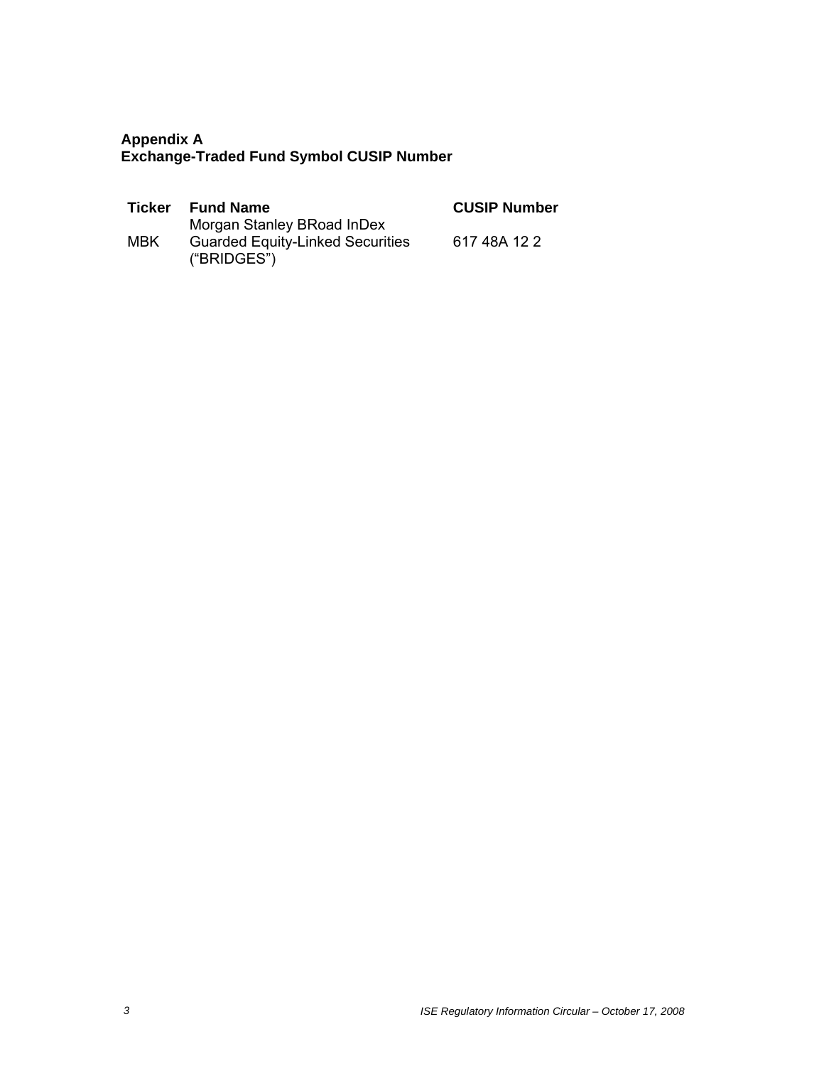**Appendix A**
**Exchange-Traded Fund Symbol CUSIP Number**

| Ticker | Fund Name | CUSIP Number |
|---|---|---|
| MBK | Morgan Stanley BRoad InDex Guarded Equity-Linked Securities ("BRIDGES") | 617 48A 12 2 |